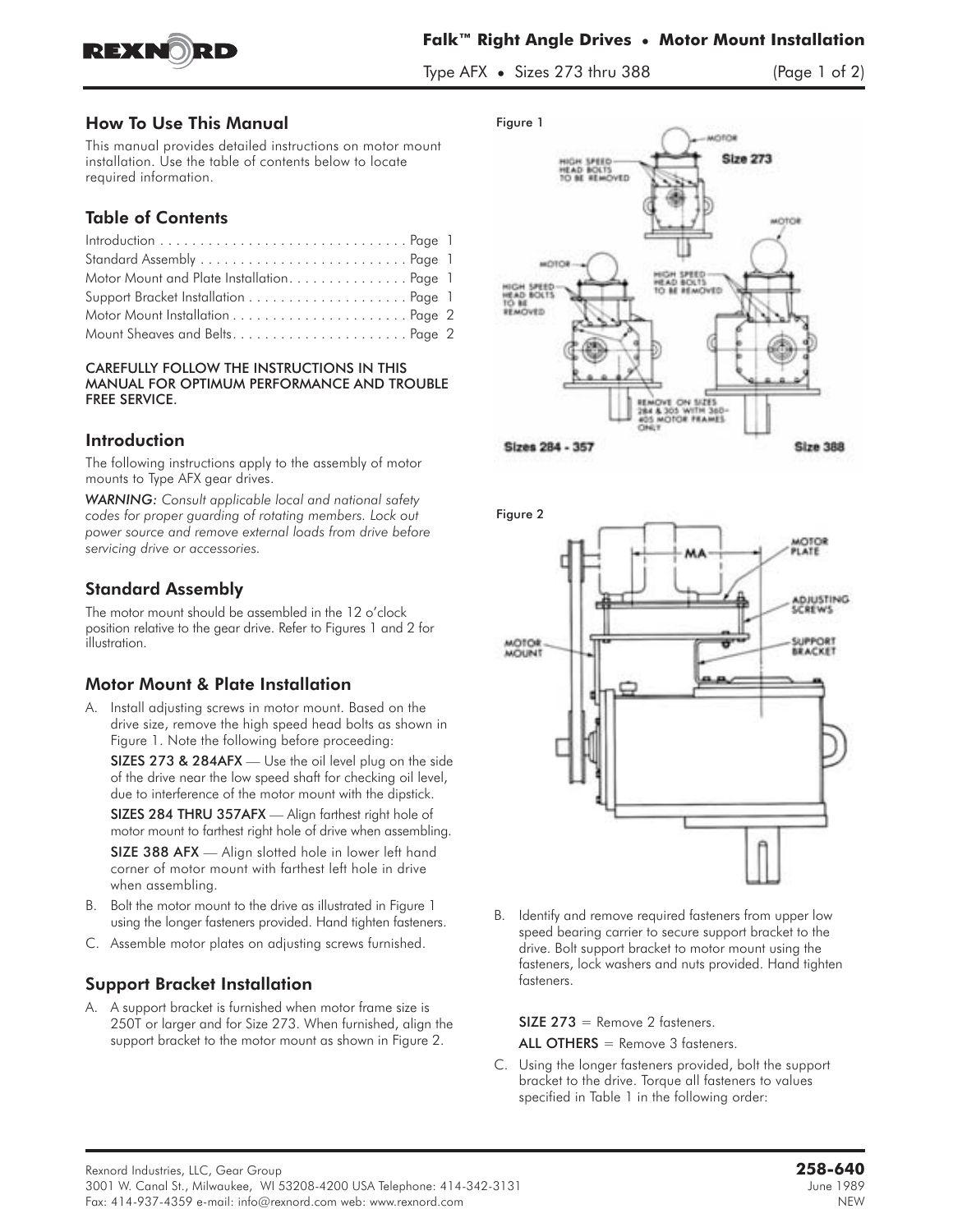# Falk™ Right Angle Drives • Motor Mount Installation

Type AFX • Sizes 273 thru 388

## How To Use This Manual

This manual provides detailed instructions on motor mount installation. Use the table of contents below to locate required information.

## Table of Contents

Introduction . . . . . . . . . . . . . . . . . . . . . . . . . . . . . . . Page 1
Standard Assembly . . . . . . . . . . . . . . . . . . . . . . . . . . Page 1
Motor Mount and Plate Installation. . . . . . . . . . . . . . . Page 1
Support Bracket Installation . . . . . . . . . . . . . . . . . . . . Page 1
Motor Mount Installation . . . . . . . . . . . . . . . . . . . . . . Page 2
Mount Sheaves and Belts. . . . . . . . . . . . . . . . . . . . . . Page 2

CAREFULLY FOLLOW THE INSTRUCTIONS IN THIS MANUAL FOR OPTIMUM PERFORMANCE AND TROUBLE FREE SERVICE.

## Introduction

The following instructions apply to the assembly of motor mounts to Type AFX gear drives.

*WARNING: Consult applicable local and national safety codes for proper guarding of rotating members. Lock out power source and remove external loads from drive before servicing drive or accessories.*

## Standard Assembly

The motor mount should be assembled in the 12 o'clock position relative to the gear drive. Refer to Figures 1 and 2 for illustration.

## Motor Mount & Plate Installation

A. Install adjusting screws in motor mount. Based on the drive size, remove the high speed head bolts as shown in Figure 1. Note the following before proceeding:

   **SIZES 273 & 284AFX** — Use the oil level plug on the side of the drive near the low speed shaft for checking oil level, due to interference of the motor mount with the dipstick.

   **SIZES 284 THRU 357AFX** — Align farthest right hole of motor mount to farthest right hole of drive when assembling.

   **SIZE 388 AFX** — Align slotted hole in lower left hand corner of motor mount with farthest left hole in drive when assembling.

B. Bolt the motor mount to the drive as illustrated in Figure 1 using the longer fasteners provided. Hand tighten fasteners.

C. Assemble motor plates on adjusting screws furnished.

## Support Bracket Installation

A. A support bracket is furnished when motor frame size is 250T or larger and for Size 273. When furnished, align the support bracket to the motor mount as shown in Figure 2.

Figure 1

Figure 2

B. Identify and remove required fasteners from upper low speed bearing carrier to secure support bracket to the drive. Bolt support bracket to motor mount using the fasteners, lock washers and nuts provided. Hand tighten fasteners.

   **SIZE 273** = Remove 2 fasteners.

   **ALL OTHERS** = Remove 3 fasteners.

C. Using the longer fasteners provided, bolt the support bracket to the drive. Torque all fasteners to values specified in Table 1 in the following order: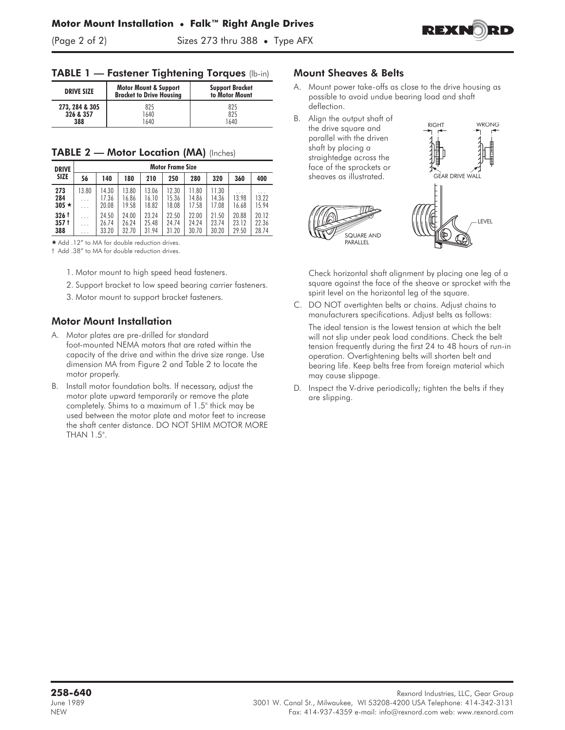## TABLE 1 — Fastener Tightening Torques (lb-in)

| DRIVE SIZE | Motor Mount & Support Bracket to Drive Housing | Support Bracket to Motor Mount |
|---|---|---|
| 273, 284 & 305 | 825 | 825 |
| 326 & 357 | 1640 | 825 |
| 388 | 1640 | 1640 |

## TABLE 2 — Motor Location (MA) (Inches)

| DRIVE SIZE | Motor Frame Size | | | | | | | | |
|---|---|---|---|---|---|---|---|---|---|
| | 56 | 140 | 180 | 210 | 250 | 280 | 320 | 360 | 400 |
| 273 | 13.80 | 14.30 | 13.80 | 13.06 | 12.30 | 11.80 | 11.30 | ... | ... |
| 284 | ... | 17.36 | 16.86 | 16.10 | 15.36 | 14.86 | 14.36 | 13.98 | 13.22 |
| 305 ★ | ... | 20.08 | 19.58 | 18.82 | 18.08 | 17.58 | 17.08 | 16.68 | 15.94 |
| 326 † | ... | 24.50 | 24.00 | 23.24 | 22.50 | 22.00 | 21.50 | 20.88 | 20.12 |
| 357 † | ... | 26.74 | 26.24 | 25.48 | 24.74 | 24.24 | 23.74 | 23.12 | 22.36 |
| 388 | ... | 33.20 | 32.70 | 31.94 | 31.20 | 30.70 | 30.20 | 29.50 | 28.74 |

★ Add .12" to MA for double reduction drives.

† Add .38" to MA for double reduction drives.

1. Motor mount to high speed head fasteners.
2. Support bracket to low speed bearing carrier fasteners.
3. Motor mount to support bracket fasteners.

### Motor Mount Installation

A. Motor plates are pre-drilled for standard foot-mounted NEMA motors that are rated within the capacity of the drive and within the drive size range. Use dimension MA from Figure 2 and Table 2 to locate the motor properly.

B. Install motor foundation bolts. If necessary, adjust the motor plate upward temporarily or remove the plate completely. Shims to a maximum of 1.5" thick may be used between the motor plate and motor feet to increase the shaft center distance. DO NOT SHIM MOTOR MORE THAN 1.5".

### Mount Sheaves & Belts

A. Mount power take-offs as close to the drive housing as possible to avoid undue bearing load and shaft deflection.

B. Align the output shaft of the drive square and parallel with the driven shaft by placing a straightedge across the face of the sprockets or sheaves as illustrated.

RIGHT
WRONG
GEAR DRIVE WALL
SQUARE AND PARALLEL
LEVEL

Check horizontal shaft alignment by placing one leg of a square against the face of the sheave or sprocket with the spirit level on the horizontal leg of the square.

C. DO NOT overtighten belts or chains. Adjust chains to manufacturers specifications. Adjust belts as follows:

The ideal tension is the lowest tension at which the belt will not slip under peak load conditions. Check the belt tension frequently during the first 24 to 48 hours of run-in operation. Overtightening belts will shorten belt and bearing life. Keep belts free from foreign material which may cause slippage.

D. Inspect the V-drive periodically; tighten the belts if they are slipping.